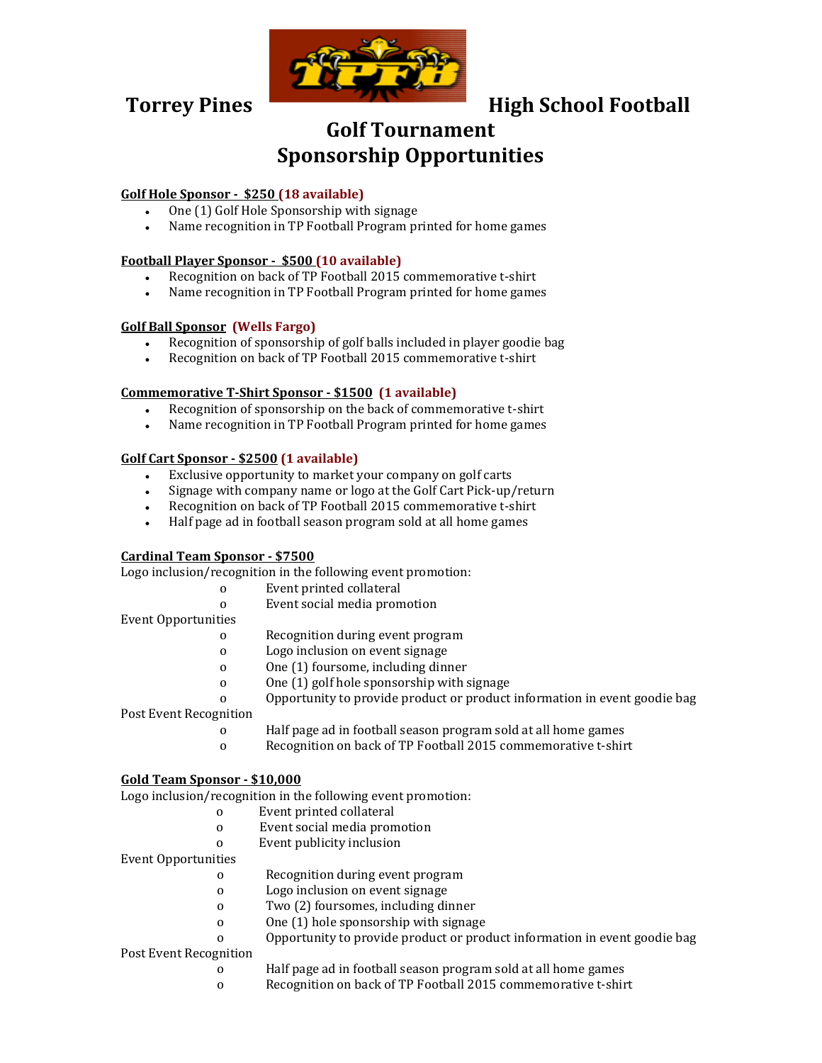# Torrey Pines High School Football

## Golf Tournament
## Sponsorship Opportunities

**<u>Golf Hole Sponsor - $250</u> (18 available)**

- One (1) Golf Hole Sponsorship with signage
- Name recognition in TP Football Program printed for home games

**<u>Football Player Sponsor - $500</u> (10 available)**

- Recognition on back of TP Football 2015 commemorative t-shirt
- Name recognition in TP Football Program printed for home games

**<u>Golf Ball Sponsor</u> (Wells Fargo)**

- Recognition of sponsorship of golf balls included in player goodie bag
- Recognition on back of TP Football 2015 commemorative t-shirt

**<u>Commemorative T-Shirt Sponsor - $1500</u> (1 available)**

- Recognition of sponsorship on the back of commemorative t-shirt
- Name recognition in TP Football Program printed for home games

**<u>Golf Cart Sponsor - $2500</u> (1 available)**

- Exclusive opportunity to market your company on golf carts
- Signage with company name or logo at the Golf Cart Pick-up/return
- Recognition on back of TP Football 2015 commemorative t-shirt
- Half page ad in football season program sold at all home games

**<u>Cardinal Team Sponsor - $7500</u>**

Logo inclusion/recognition in the following event promotion:

- Event printed collateral
- Event social media promotion

Event Opportunities

- Recognition during event program
- Logo inclusion on event signage
- One (1) foursome, including dinner
- One (1) golf hole sponsorship with signage
- Opportunity to provide product or product information in event goodie bag

Post Event Recognition

- Half page ad in football season program sold at all home games
- Recognition on back of TP Football 2015 commemorative t-shirt

**<u>Gold Team Sponsor - $10,000</u>**

Logo inclusion/recognition in the following event promotion:

- Event printed collateral
- Event social media promotion
- Event publicity inclusion

Event Opportunities

- Recognition during event program
- Logo inclusion on event signage
- Two (2) foursomes, including dinner
- One (1) hole sponsorship with signage
- Opportunity to provide product or product information in event goodie bag

Post Event Recognition

- Half page ad in football season program sold at all home games
- Recognition on back of TP Football 2015 commemorative t-shirt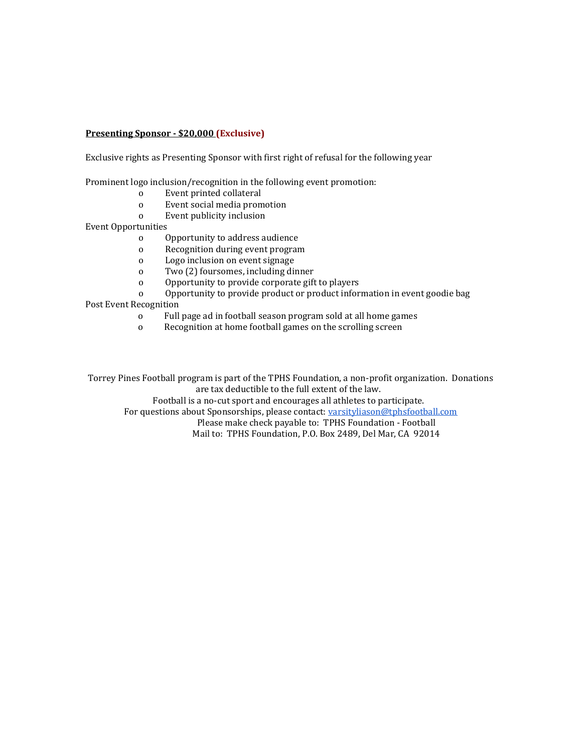**Presenting Sponsor - $20,000 (Exclusive)**

Exclusive rights as Presenting Sponsor with first right of refusal for the following year

Prominent logo inclusion/recognition in the following event promotion:

- Event printed collateral
- Event social media promotion
- Event publicity inclusion

Event Opportunities

- Opportunity to address audience
- Recognition during event program
- Logo inclusion on event signage
- Two (2) foursomes, including dinner
- Opportunity to provide corporate gift to players
- Opportunity to provide product or product information in event goodie bag

Post Event Recognition

- Full page ad in football season program sold at all home games
- Recognition at home football games on the scrolling screen

Torrey Pines Football program is part of the TPHS Foundation, a non-profit organization. Donations are tax deductible to the full extent of the law.
Football is a no-cut sport and encourages all athletes to participate.
For questions about Sponsorships, please contact: varsityliason@tphsfootball.com
Please make check payable to: TPHS Foundation - Football
Mail to: TPHS Foundation, P.O. Box 2489, Del Mar, CA 92014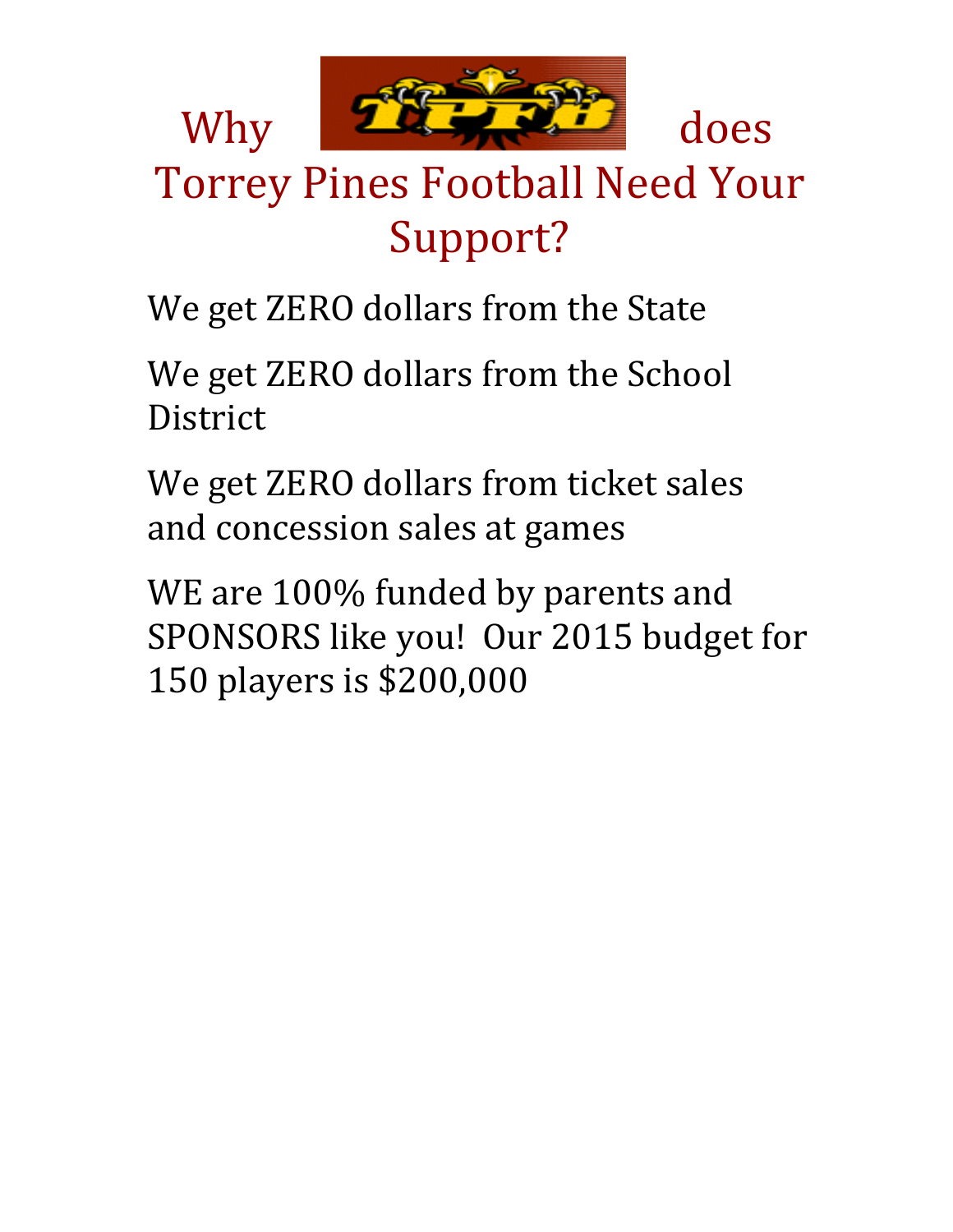# Why TPFB does Torrey Pines Football Need Your Support?

We get ZERO dollars from the State

We get ZERO dollars from the School District

We get ZERO dollars from ticket sales and concession sales at games

WE are 100% funded by parents and SPONSORS like you! Our 2015 budget for 150 players is $200,000